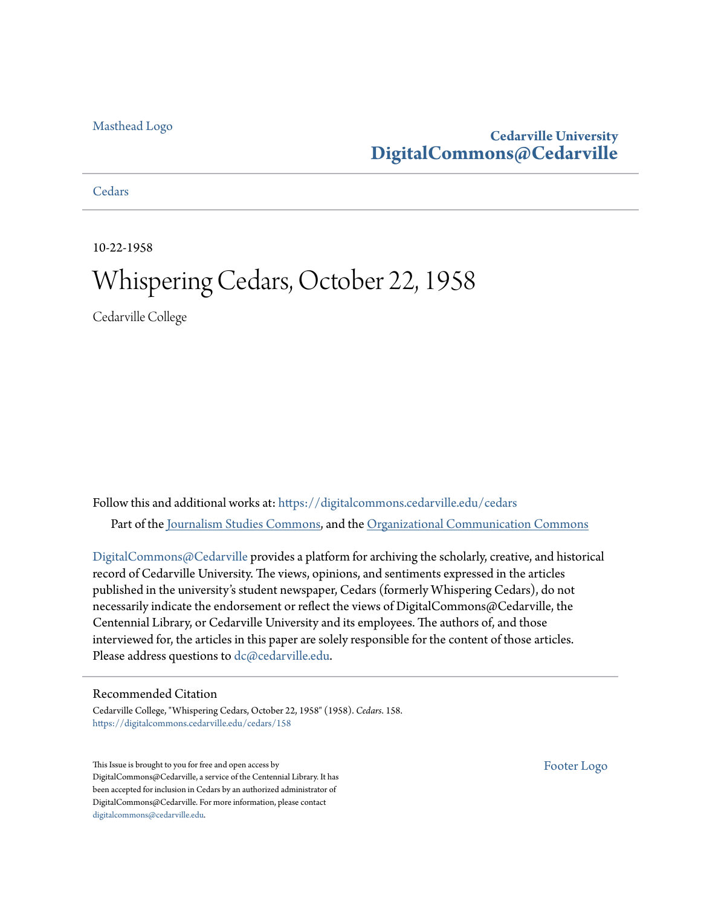Masthead Logo

**Cedarville University**
**DigitalCommons@Cedarville**

Cedars

10-22-1958

# Whispering Cedars, October 22, 1958

Cedarville College

Follow this and additional works at: https://digitalcommons.cedarville.edu/cedars

Part of the Journalism Studies Commons, and the Organizational Communication Commons

DigitalCommons@Cedarville provides a platform for archiving the scholarly, creative, and historical record of Cedarville University. The views, opinions, and sentiments expressed in the articles published in the university's student newspaper, Cedars (formerly Whispering Cedars), do not necessarily indicate the endorsement or reflect the views of DigitalCommons@Cedarville, the Centennial Library, or Cedarville University and its employees. The authors of, and those interviewed for, the articles in this paper are solely responsible for the content of those articles. Please address questions to dc@cedarville.edu.

## Recommended Citation

Cedarville College, "Whispering Cedars, October 22, 1958" (1958). *Cedars*. 158.
https://digitalcommons.cedarville.edu/cedars/158

This Issue is brought to you for free and open access by DigitalCommons@Cedarville, a service of the Centennial Library. It has been accepted for inclusion in Cedars by an authorized administrator of DigitalCommons@Cedarville. For more information, please contact digitalcommons@cedarville.edu.

Footer Logo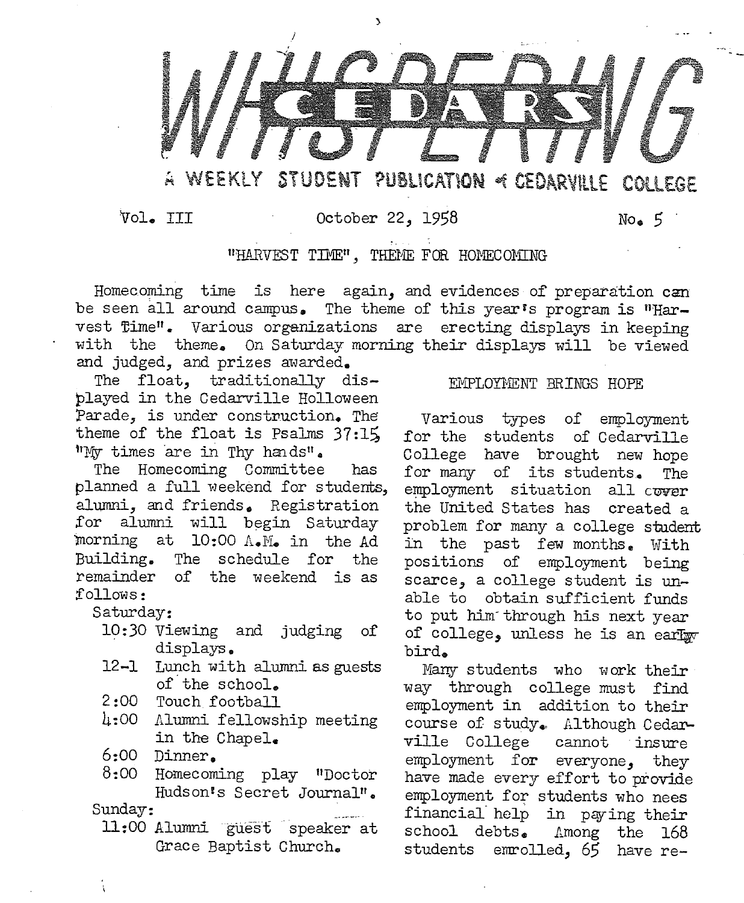# WHISPERING CEDARS

A WEEKLY STUDENT PUBLICATION OF CEDARVILLE COLLEGE

Vol. III October 22, 1958 No. 5

## "HARVEST TIME", THEME FOR HOMECOMING

Homecoming time is here again, and evidences of preparation can be seen all around campus. The theme of this year's program is "Harvest Time". Various organizations are erecting displays in keeping with the theme. On Saturday morning their displays will be viewed and judged, and prizes awarded.

The float, traditionally displayed in the Cedarville Holloween Parade, is under construction. The theme of the float is Psalms 37:15 "My times are in Thy hands".

The Homecoming Committee has planned a full weekend for students, alumni, and friends. Registration for alumni will begin Saturday morning at 10:00 A.M. in the Ad Building. The schedule for the remainder of the weekend is as follows:

Saturday:
- 10:30 Viewing and judging of displays.
- 12-1 Lunch with alumni as guests of the school.
- 2:00 Touch football
- 4:00 Alumni fellowship meeting in the Chapel.
- 6:00 Dinner.
- 8:00 Homecoming play "Doctor Hudson's Secret Journal".

Sunday:
- 11:00 Alumni guest speaker at Grace Baptist Church.

## EMPLOYMENT BRINGS HOPE

Various types of employment for the students of Cedarville College have brought new hope for many of its students. The employment situation all cover the United States has created a problem for many a college student in the past few months. With positions of employment being scarce, a college student is unable to obtain sufficient funds to put him through his next year of college, unless he is an early bird.

Many students who work their way through college must find employment in addition to their course of study. Although Cedarville College cannot insure employment for everyone, they have made every effort to provide employment for students who nees financial help in paying their school debts. Among the 168 students enrolled, 65 have re-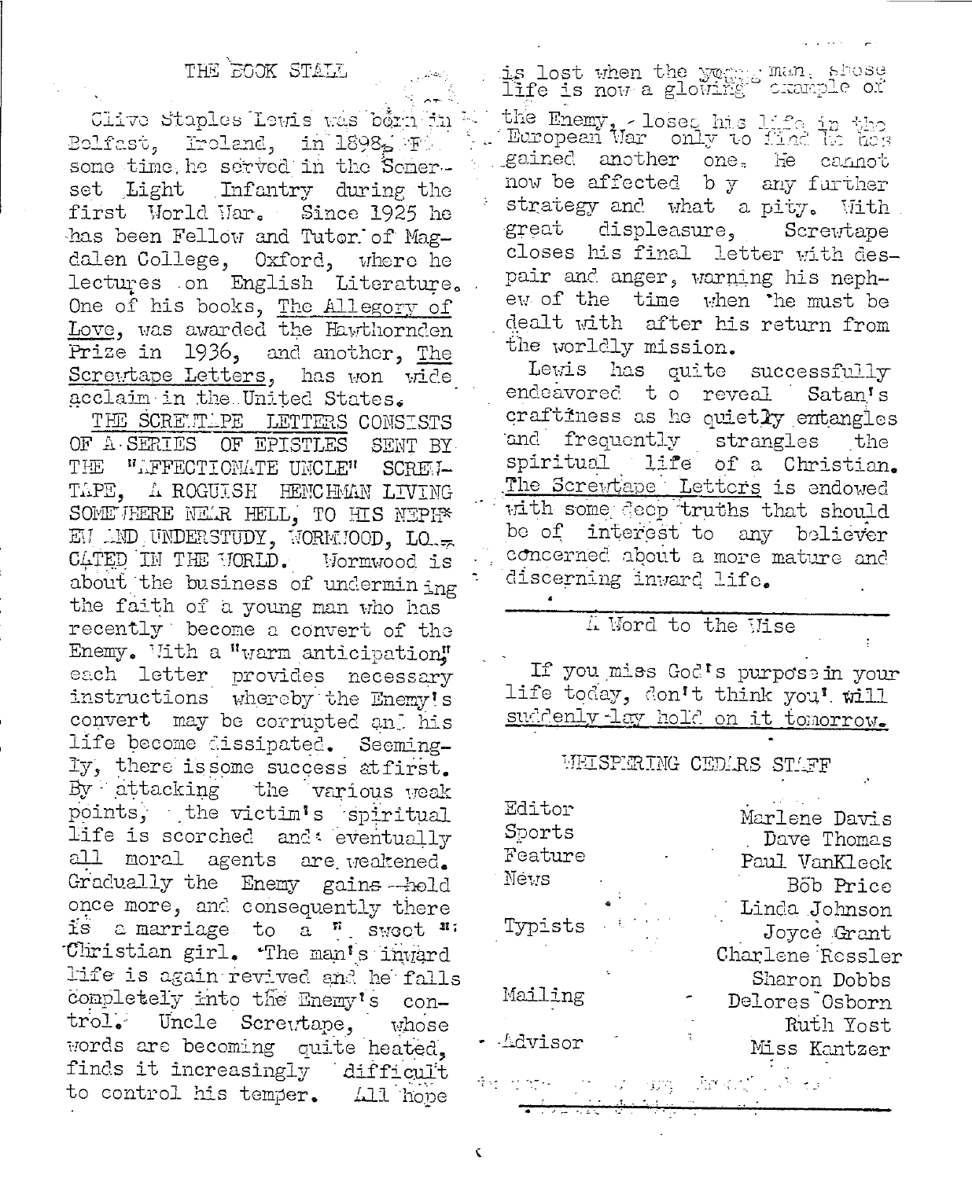## THE BOOK STALL

Clive Staples Lewis was born in Belfast, Ireland, in 1898. For some time he served in the Somerset Light Infantry during the first World War. Since 1925 he has been Fellow and Tutor of Magdalen College, Oxford, where he lectures on English Literature. One of his books, The Allegory of Love, was awarded the Hawthornden Prize in 1936, and another, The Screwtape Letters, has won wide acclaim in the United States.

THE SCREWTAPE LETTERS CONSISTS OF A SERIES OF EPISTLES SENT BY THE "AFFECTIONATE UNCLE" SCREWTAPE, A ROGUISH HENCHMAN LIVING SOMEWHERE NEAR HELL, TO HIS NEPHEW AND UNDERSTUDY, WORMWOOD, LOCATED IN THE WORLD. Wormwood is about the business of undermining the faith of a young man who has recently become a convert of the Enemy. With a "warm anticipation" each letter provides necessary instructions whereby the Enemy's convert may be corrupted and his life become dissipated. Seemingly, there is some success at first. By attacking the various weak points, the victim's spiritual life is scorched and eventually all moral agents are weakened. Gradually the Enemy gains hold once more, and consequently there is a marriage to a "sweet" Christian girl. The man's inward life is again revived and he falls completely into the Enemy's control. Uncle Screwtape, whose words are becoming quite heated, finds it increasingly difficult to control his temper. All hope is lost when the young man, whose life is now a glowing example of the Enemy, loses his life in the European War only to find he has gained another one. He cannot now be affected by any further strategy and what a pity. With great displeasure, Screwtape closes his final letter with despair and anger, warning his nephew of the time when he must be dealt with after his return from the worldly mission.

Lewis has quite successfully endeavored to reveal Satan's craftiness as he quietly entangles and frequently strangles the spiritual life of a Christian. The Screwtape Letters is endowed with some deep truths that should be of interest to any believer concerned about a more mature and discerning inward life.

---

### A Word to the Wise

If you miss God's purpose in your life today, don't think you'll suddenly lay hold on it tomorrow.

### WHISPERING CEDARS STAFF

| | |
|---|---|
| Editor | Marlene Davis |
| Sports | Dave Thomas |
| Feature | Paul VanKleek |
| News | Bob Price |
| | Linda Johnson |
| Typists | Joyce Grant |
| | Charlene Ressler |
| | Sharon Dobbs |
| Mailing | Delores Osborn |
| | Ruth Yost |
| Advisor | Miss Kantzer |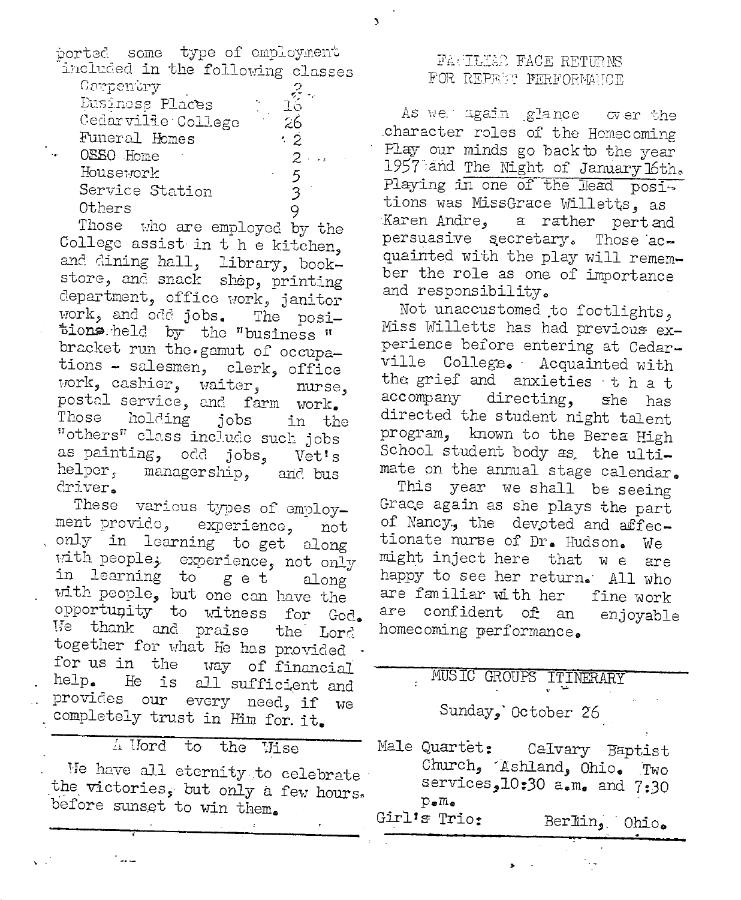ported some type of employment included in the following classes

| | |
|---|---|
| Carpentry | 2 |
| Business Places | 16 |
| Cedarville College | 26 |
| Funeral Homes | 2 |
| OSSO Home | 2 |
| Housework | 5 |
| Service Station | 3 |
| Others | 9 |

Those who are employed by the College assist in the kitchen, and dining hall, library, bookstore, and snack shop, printing department, office work, janitor work, and odd jobs. The positions held by the "business " bracket run the gamut of occupations - salesmen, clerk, office work, cashier, waiter, nurse, postal service, and farm work. Those holding jobs in the "others" class include such jobs as painting, odd jobs, Vet's helper, managership, and bus driver.

These various types of employment provide, experience, not only in learning to get along with people; experience, not only in learning to get along with people, but one can have the opportunity to witness for God. We thank and praise the Lord together for what He has provided for us in the way of financial help. He is all sufficient and provides our every need, if we completely trust in Him for it.

## A Word to the Wise

We have all eternity to celebrate the victories, but only a few hours before sunset to win them.

## FAMILIAR FACE RETURNS FOR REPEAT PERFORMANCE

As we again glance over the character roles of the Homecoming Play our minds go back to the year 1957 and The Night of January 16th. Playing in one of the lead positions was Miss Grace Willetts, as Karen Andre, a rather pert and persuasive secretary. Those acquainted with the play will remember the role as one of importance and responsibility.

Not unaccustomed to footlights, Miss Willetts has had previous experience before entering at Cedarville College. Acquainted with the grief and anxieties that accompany directing, she has directed the student night talent program, known to the Berea High School student body as the ultimate on the annual stage calendar.

This year we shall be seeing Grace again as she plays the part of Nancy, the devoted and affectionate nurse of Dr. Hudson. We might inject here that we are happy to see her return. All who are familiar with her fine work are confident of an enjoyable homecoming performance.

## MUSIC GROUPS ITINERARY

Sunday, October 26

Male Quartet: Calvary Baptist Church, Ashland, Ohio. Two services, 10:30 a.m. and 7:30 p.m.

Girl's Trio: Berlin, Ohio.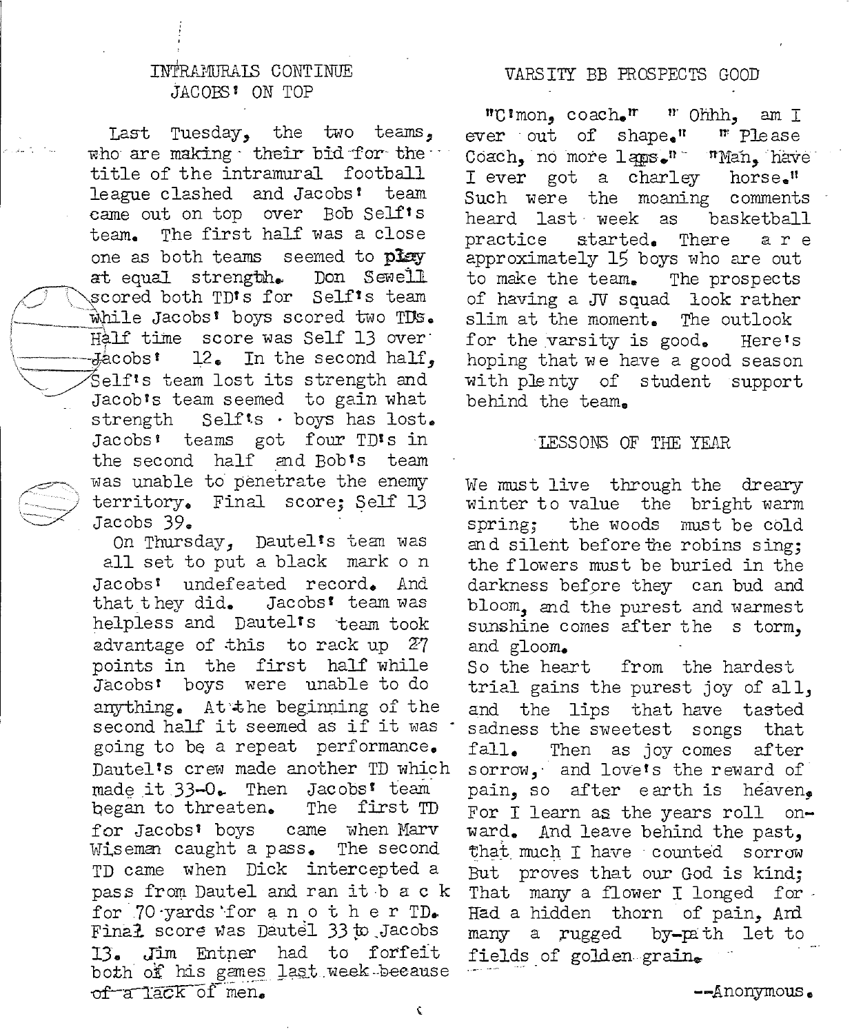## INTRAMURALS CONTINUE JACOBS' ON TOP

Last Tuesday, the two teams, who are making their bid for the title of the intramural football league clashed and Jacobs' team came out on top over Bob Self's team. The first half was a close one as both teams seemed to play at equal strength. Don Sewell scored both TD's for Self's team while Jacobs' boys scored two TDs. Half time score was Self 13 over Jacobs' 12. In the second half, Self's team lost its strength and Jacob's team seemed to gain what strength Self's boys has lost. Jacobs' teams got four TD's in the second half and Bob's team was unable to penetrate the enemy territory. Final score; Self 13 Jacobs 39.

On Thursday, Dautel's team was all set to put a black mark on Jacobs' undefeated record. And that they did. Jacobs' team was helpless and Dautel's team took advantage of this to rack up 27 points in the first half while Jacobs' boys were unable to do anything. At the beginning of the second half it seemed as if it was going to be a repeat performance. Dautel's crew made another TD which made it 33-0. Then Jacobs' team began to threaten. The first TD for Jacobs' boys came when Marv Wiseman caught a pass. The second TD came when Dick intercepted a pass from Dautel and ran it back for 70 yards for another TD. Final score was Dautel 33 to Jacobs 13. Jim Entner had to forfeit both of his games last week because of a lack of men.

## VARSITY BB PROSPECTS GOOD

"C'mon, coach." "Ohhh, am I ever out of shape." "Please Coach, no more laps." "Man, have I ever got a charley horse." Such were the moaning comments heard last week as basketball practice started. There are approximately 15 boys who are out to make the team. The prospects of having a JV squad look rather slim at the moment. The outlook for the varsity is good. Here's hoping that we have a good season with plenty of student support behind the team.

## LESSONS OF THE YEAR

We must live through the dreary winter to value the bright warm spring; the woods must be cold and silent before the robins sing; the flowers must be buried in the darkness before they can bud and bloom, and the purest and warmest sunshine comes after the storm, and gloom.

So the heart from the hardest trial gains the purest joy of all, and the lips that have tasted sadness the sweetest songs that fall. Then as joy comes after sorrow, and love's the reward of pain, so after earth is heaven, For I learn as the years roll onward. And leave behind the past, that much I have counted sorrow But proves that our God is kind; That many a flower I longed for Had a hidden thorn of pain, And many a rugged by-path let to fields of golden grain.

--Anonymous.